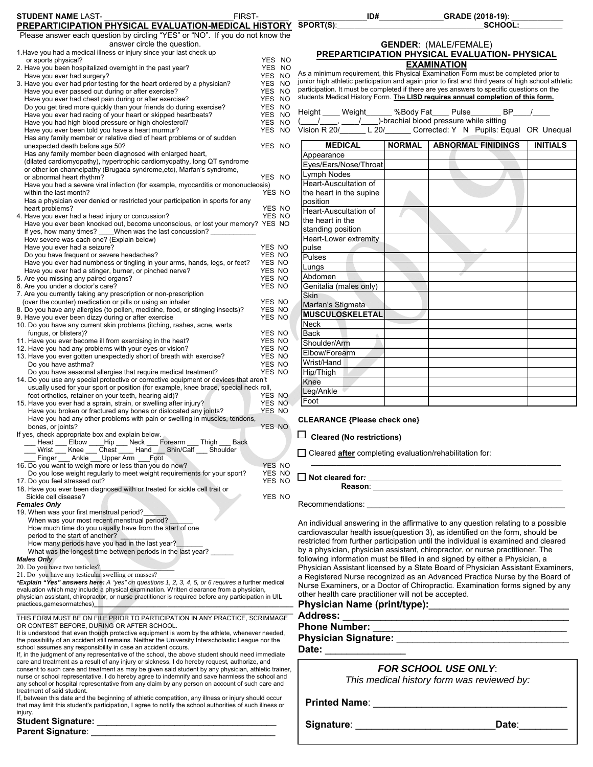**STUDENT NAME** LAST- ______________________________FIRST-_______ ________________ID#_______________**GRADE (2018-19)**: ____________

**PREPARTICIPATION PHYSICAL EVALUATION-MEDICAL HISTORY** **SPORT(S)**:__________________________________**SCHOOL:**__________

Please answer each question by circling "YES" or "NO". If you do not know the answer circle the question.

1. Have you had a medical illness or injury since your last check up or sports physical? YES NO
2. Have you been hospitalized overnight in the past year? YES NO
   Have you ever had surgery? YES NO
3. Have you ever had prior testing for the heart ordered by a physician? YES NO
   Have you ever passed out during or after exercise? YES NO
   Have you ever had chest pain during or after exercise? YES NO
   Do you get tired more quickly than your friends do during exercise? YES NO
   Have you ever had racing of your heart or skipped heartbeats? YES NO
   Have you had high blood pressure or high cholesterol? YES NO
   Have you ever been told you have a heart murmur? YES NO
   Has any family member or relative died of heart problems or of sudden unexpected death before age 50? YES NO
   Has any family member been diagnosed with enlarged heart, (dilated cardiomyopathy), hypertrophic cardiomyopathy, long QT syndrome or other ion channelpathy (Brugada syndrome,etc), Marfan's syndrome, or abnormal heart rhythm? YES NO
   Have you had a severe viral infection (for example, myocarditis or mononucleosis) within the last month? YES NO
   Has a physician ever denied or restricted your participation in sports for any heart problems? YES NO
4. Have you ever had a head injury or concussion? YES NO
   Have you ever been knocked out, become unconscious, or lost your memory? YES NO
   If yes, how many times? ____When was the last concussion? ____________
   How severe was each one? (Explain below)
   Have you ever had a seizure? YES NO
   Do you have frequent or severe headaches? YES NO
   Have you ever had numbness or tingling in your arms, hands, legs, or feet? YES NO
   Have you ever had a stinger, burner, or pinched nerve? YES NO
5. Are you missing any paired organs? YES NO
6. Are you under a doctor's care? YES NO
7. Are you currently taking any prescription or non-prescription (over the counter) medication or pills or using an inhaler YES NO
8. Do you have any allergies (to pollen, medicine, food, or stinging insects)? YES NO
9. Have you ever been dizzy during or after exercise YES NO
10. Do you have any current skin problems (itching, rashes, acne, warts fungus, or blisters)? YES NO
11. Have you ever become ill from exercising in the heat? YES NO
12. Have you had any problems with your eyes or vision? YES NO
13. Have you ever gotten unexpectedly short of breath with exercise? YES NO
    Do you have asthma? YES NO
    Do you have seasonal allergies that require medical treatment? YES NO
14. Do you use any special protective or corrective equipment or devices that aren't usually used for your sport or position (for example, knee brace, special neck roll, foot orthotics, retainer on your teeth, hearing aid)? YES NO
15. Have you ever had a sprain, strain, or swelling after injury? YES NO
    Have you broken or fractured any bones or dislocated any joints? YES NO
    Have you had any other problems with pain or swelling in muscles, tendons, bones, or joints? YES NO

If yes, check appropriate box and explain below.
___ Head ___ Elbow ____Hip ___ Neck ___ Forearm ___ Thigh ___ Back
___ Wrist ___ Knee ___ Chest ____ Hand ___ Shin/Calf ___ Shoulder
___ Finger ___ Ankle ___Upper Arm ___Foot

16. Do you want to weigh more or less than you do now? YES NO
    Do you lose weight regularly to meet weight requirements for your sport? YES NO
17. Do you feel stressed out? YES NO
18. Have you ever been diagnosed with or treated for sickle cell trait or Sickle cell disease? YES NO

***Females Only***

19. When was your first menstrual period?______
    When was your most recent menstrual period? ______
    How much time do you usually have from the start of one period to the start of another? ________
    How many periods have you had in the last year?_______
    What was the longest time between periods in the last year? ______

***Males Only***

20. Do you have two testicles?____________________
21. Do you have any testicular swelling or masses?____________________

***\*Explain "Yes" answers here:*** *A "yes" on questions 1, 2, 3, 4, 5, or 6 requires a* further medical evaluation which may include a physical examination. Written clearance from a physician, physician assistant, chiropractor, or nurse practitioner is required before any participation in UIL practices,gamesormatches)_______________________________________________

THIS FORM MUST BE ON FILE PRIOR TO PARTICIPATION IN ANY PRACTICE, SCRIMMAGE OR CONTEST BEFORE, DURING OR AFTER SCHOOL.

It is understood that even though protective equipment is worn by the athlete, whenever needed, the possibility of an accident still remains. Neither the University Interscholastic League nor the school assumes any responsibility in case an accident occurs.

If, in the judgment of any representative of the school, the above student should need immediate care and treatment as a result of any injury or sickness, I do hereby request, authorize, and consent to such care and treatment as may be given said student by any physician, athletic trainer, nurse or school representative. I do hereby agree to indemnify and save harmless the school and any school or hospital representative from any claim by any person on account of such care and treatment of said student.

If, between this date and the beginning of athletic competition, any illness or injury should occur that may limit this student's participation, I agree to notify the school authorities of such illness or injury.

**Student Signature:** ____________________________________

**Parent Signature**: ______________________________________

**GENDER**: (MALE/FEMALE)

## PREPARTICIPATION PHYSICAL EVALUATION- PHYSICAL EXAMINATION

As a minimum requirement, this Physical Examination Form must be completed prior to junior high athletic participation and again prior to first and third years of high school athletic participation. It must be completed if there are yes answers to specific questions on the students Medical History Form. The **LISD requires annual completion of this form.**

Height ____ Weight______ %Body Fat____ Pulse_______ BP____/____
(____/____, ____/____)-brachial blood pressure while sitting
Vision R 20/______ L 20/______ Corrected: Y N Pupils: Equal OR Unequal

| MEDICAL | NORMAL | ABNORMAL FINIDINGS | INITIALS |
|---|---|---|---|
| Appearance | | | |
| Eyes/Ears/Nose/Throat | | | |
| Lymph Nodes | | | |
| Heart-Auscultation of the heart in the supine position | | | |
| Heart-Auscultation of the heart in the standing position | | | |
| Heart-Lower extremity pulse | | | |
| Pulses | | | |
| Lungs | | | |
| Abdomen | | | |
| Genitalia (males only) | | | |
| Skin Marfan's Stigmata | | | |
| **MUSCULOSKELETAL** | | | |
| Neck | | | |
| Back | | | |
| Shoulder/Arm | | | |
| Elbow/Forearm | | | |
| Wrist/Hand | | | |
| Hip/Thigh | | | |
| Knee | | | |
| Leg/Ankle | | | |
| Foot | | | |

**CLEARANCE {Please check one}**

☐ **Cleared (No restrictions)**

☐ Cleared **after** completing evaluation/rehabilitation for:
______________________________________________________

☐ **Not cleared for***:* ________________________________________
**Reason**: ________________________________________

Recommendations: ________________________________________

An individual answering in the affirmative to any question relating to a possible cardiovascular health issue(question 3), as identified on the form, should be restricted from further participation until the individual is examined and cleared by a physician, physician assistant, chiropractor, or nurse practitioner. The following information must be filled in and signed by either a Physician, a Physician Assistant licensed by a State Board of Physician Assistant Examiners, a Registered Nurse recognized as an Advanced Practice Nurse by the Board of Nurse Examiners, or a Doctor of Chiropractic. Examination forms signed by any other health care practitioner will not be accepted.

**Physician Name (print/type):**__________________________
**Address:** ________________________________________
**Phone Number:** ___________________________________
**Physician Signature:** ______________________________
**Date:** _______________

***FOR SCHOOL USE ONLY***:
*This medical history form was reviewed by:*

**Printed Name**: ____________________________________

**Signature**: __________________________**Date**:_________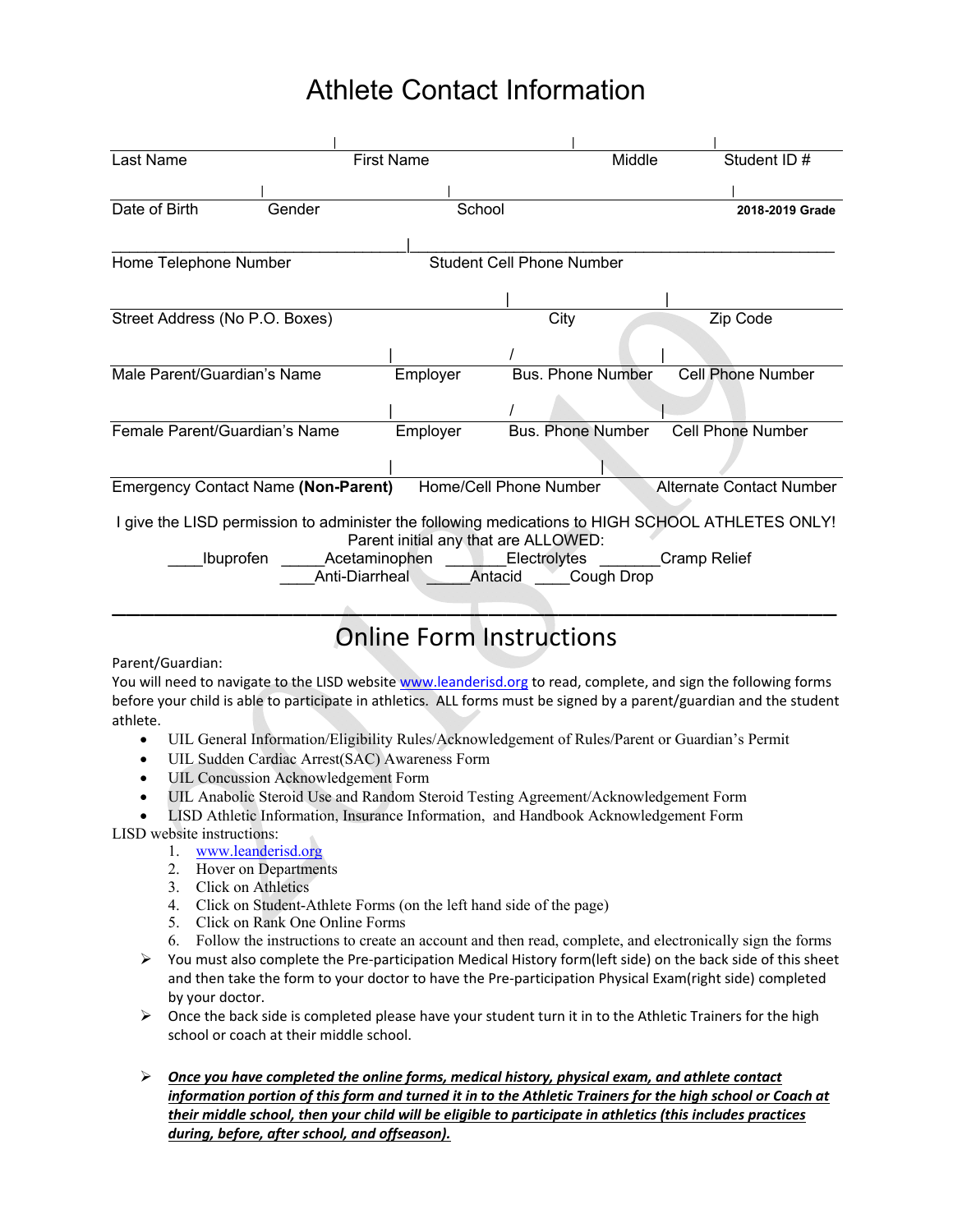# Athlete Contact Information

| | | | |
|---|---|---|---|
| Last Name | First Name | Middle | Student ID # |
| Date of Birth | Gender | School | **2018-2019 Grade** |

| | |
|---|---|
| Home Telephone Number | Student Cell Phone Number |

| | | |
|---|---|---|
| Street Address (No P.O. Boxes) | City | Zip Code |

| | | | |
|---|---|---|---|
| Male Parent/Guardian's Name | Employer | Bus. Phone Number | Cell Phone Number |
| Female Parent/Guardian's Name | Employer | Bus. Phone Number | Cell Phone Number |

| | | |
|---|---|---|
| Emergency Contact Name **(Non-Parent)** | Home/Cell Phone Number | Alternate Contact Number |

I give the LISD permission to administer the following medications to HIGH SCHOOL ATHLETES ONLY!
Parent initial any that are ALLOWED:

____Ibuprofen _____Acetaminophen ______Electrolytes _______Cramp Relief
____Anti-Diarrheal _____Antacid ____Cough Drop

---

# Online Form Instructions

Parent/Guardian:

You will need to navigate to the LISD website www.leanderisd.org to read, complete, and sign the following forms before your child is able to participate in athletics. ALL forms must be signed by a parent/guardian and the student athlete.

- UIL General Information/Eligibility Rules/Acknowledgement of Rules/Parent or Guardian's Permit
- UIL Sudden Cardiac Arrest(SAC) Awareness Form
- UIL Concussion Acknowledgement Form
- UIL Anabolic Steroid Use and Random Steroid Testing Agreement/Acknowledgement Form
- LISD Athletic Information, Insurance Information, and Handbook Acknowledgement Form

LISD website instructions:

1. www.leanderisd.org
2. Hover on Departments
3. Click on Athletics
4. Click on Student-Athlete Forms (on the left hand side of the page)
5. Click on Rank One Online Forms
6. Follow the instructions to create an account and then read, complete, and electronically sign the forms

- You must also complete the Pre-participation Medical History form(left side) on the back side of this sheet and then take the form to your doctor to have the Pre-participation Physical Exam(right side) completed by your doctor.
- Once the back side is completed please have your student turn it in to the Athletic Trainers for the high school or coach at their middle school.

- ***Once you have completed the online forms, medical history, physical exam, and athlete contact information portion of this form and turned it in to the Athletic Trainers for the high school or Coach at their middle school, then your child will be eligible to participate in athletics (this includes practices during, before, after school, and offseason).***